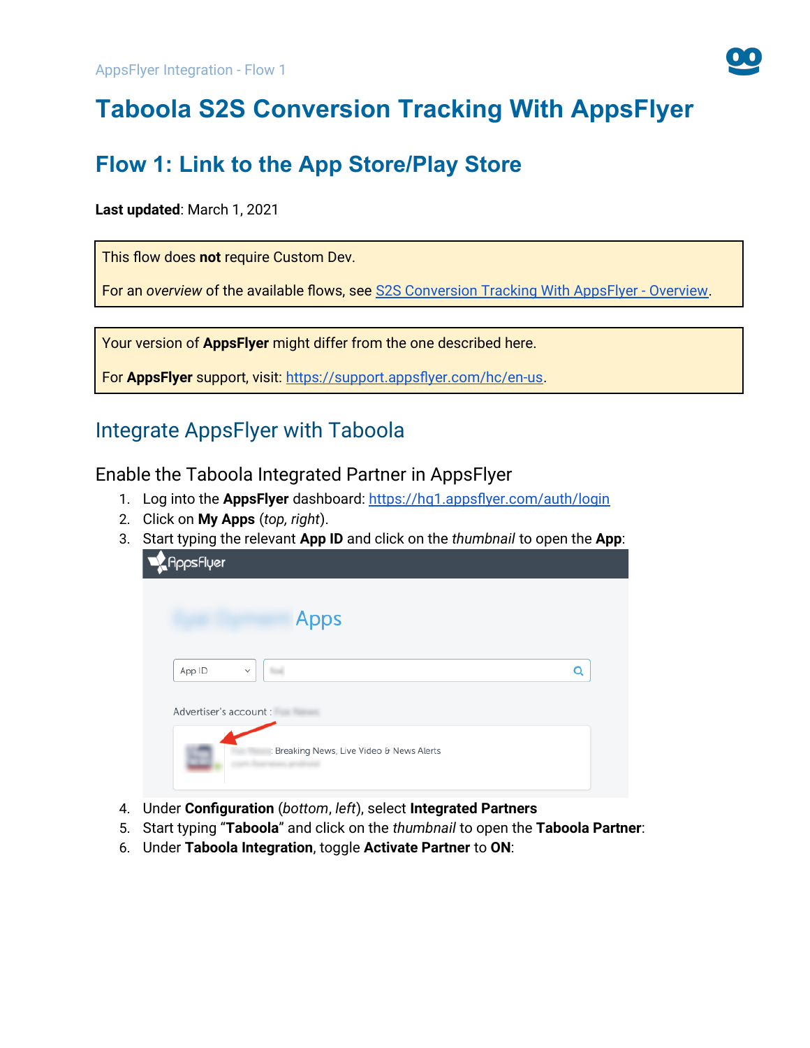# Taboola S2S Conversion Tracking With AppsFlyer

## Flow 1: Link to the App Store/Play Store

**Last updated**: March 1, 2021

This flow does **not** require Custom Dev.

For an *overview* of the available flows, see [S2S Conversion Tracking With AppsFlyer - Overview](S2S Conversion Tracking With AppsFlyer - Overview).

Your version of **AppsFlyer** might differ from the one described here.

For **AppsFlyer** support, visit: [https://support.appsflyer.com/hc/en-us](https://support.appsflyer.com/hc/en-us).

## Integrate AppsFlyer with Taboola

### Enable the Taboola Integrated Partner in AppsFlyer

1. Log into the **AppsFlyer** dashboard: [https://hq1.appsflyer.com/auth/login](https://hq1.appsflyer.com/auth/login)
2. Click on **My Apps** (*top, right*).
3. Start typing the relevant **App ID** and click on the *thumbnail* to open the **App**:
4. Under **Configuration** (*bottom*, *left*), select **Integrated Partners**
5. Start typing **"Taboola"** and click on the *thumbnail* to open the **Taboola Partner**:
6. Under **Taboola Integration**, toggle **Activate Partner** to **ON**: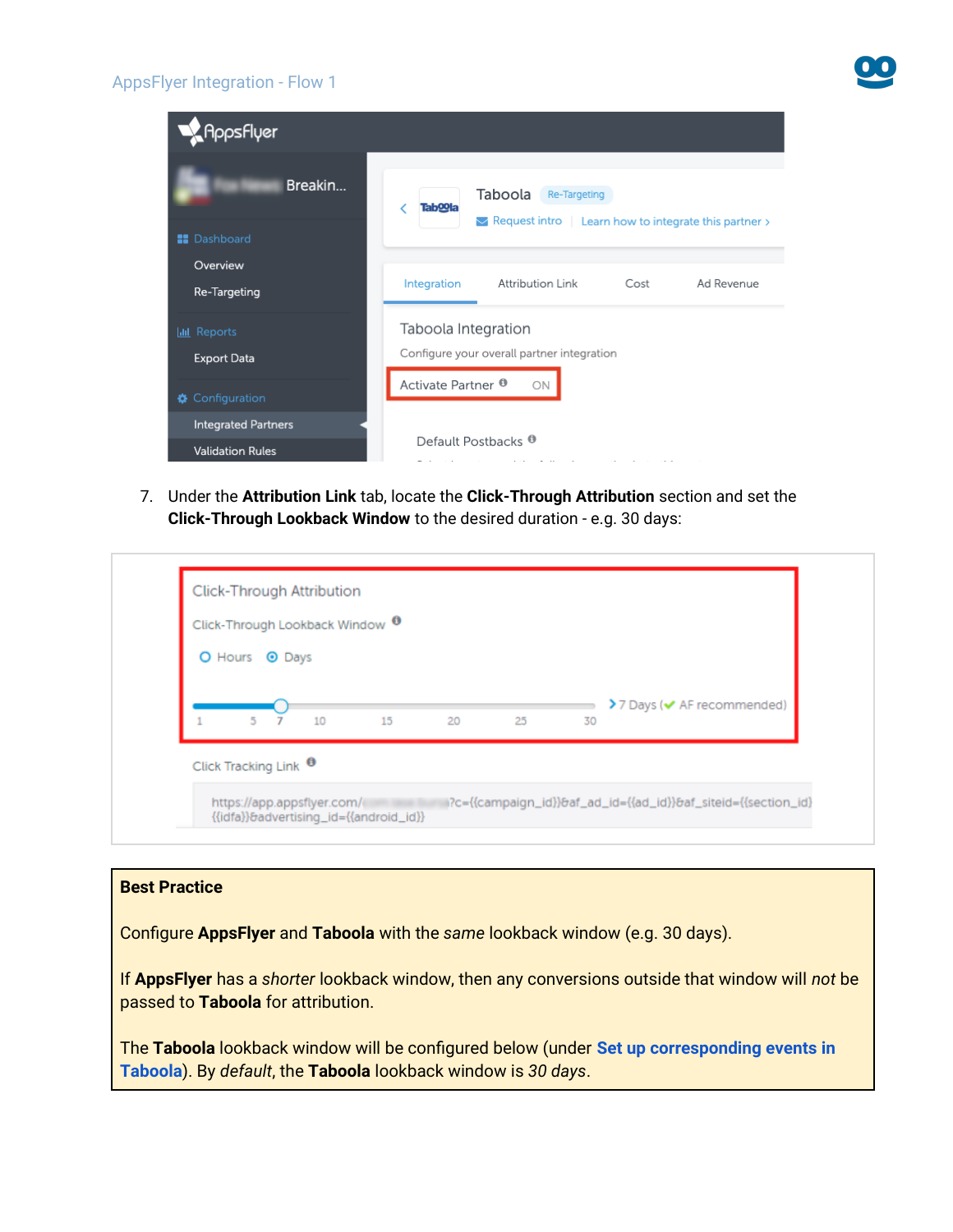7. Under the **Attribution Link** tab, locate the **Click-Through Attribution** section and set the **Click-Through Lookback Window** to the desired duration - e.g. 30 days:

| **Best Practice** |
| --- |
| Configure **AppsFlyer** and **Taboola** with the *same* lookback window (e.g. 30 days). |
| If **AppsFlyer** has a *shorter* lookback window, then any conversions outside that window will *not* be passed to **Taboola** for attribution. |
| The **Taboola** lookback window will be configured below (under **Set up corresponding events in Taboola**). By *default*, the **Taboola** lookback window is *30 days*. |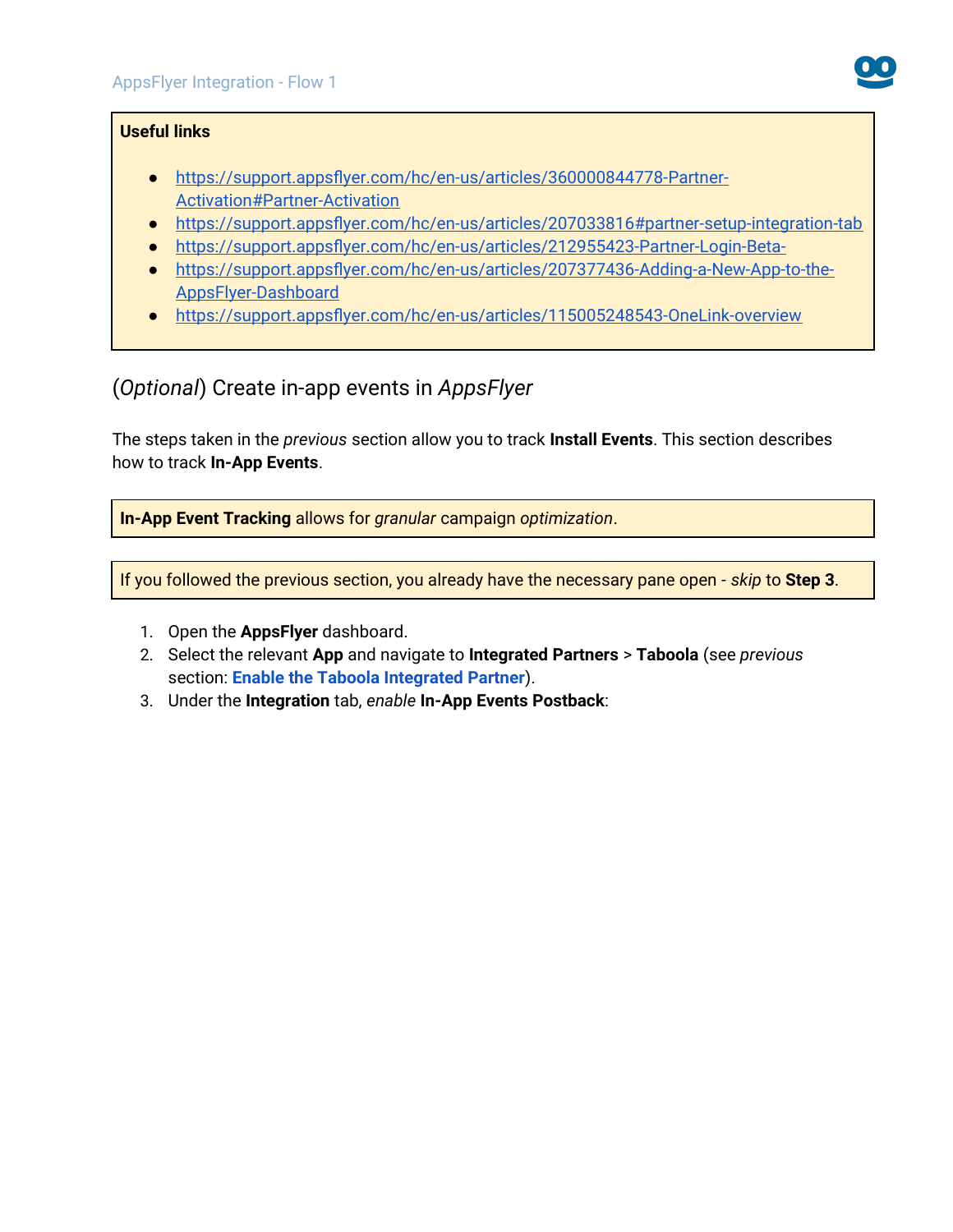**Useful links**

- [https://support.appsflyer.com/hc/en-us/articles/360000844778-Partner-Activation#Partner-Activation](https://support.appsflyer.com/hc/en-us/articles/360000844778-Partner-Activation#Partner-Activation)
- [https://support.appsflyer.com/hc/en-us/articles/207033816#partner-setup-integration-tab](https://support.appsflyer.com/hc/en-us/articles/207033816#partner-setup-integration-tab)
- [https://support.appsflyer.com/hc/en-us/articles/212955423-Partner-Login-Beta-](https://support.appsflyer.com/hc/en-us/articles/212955423-Partner-Login-Beta-)
- [https://support.appsflyer.com/hc/en-us/articles/207377436-Adding-a-New-App-to-the-AppsFlyer-Dashboard](https://support.appsflyer.com/hc/en-us/articles/207377436-Adding-a-New-App-to-the-AppsFlyer-Dashboard)
- [https://support.appsflyer.com/hc/en-us/articles/115005248543-OneLink-overview](https://support.appsflyer.com/hc/en-us/articles/115005248543-OneLink-overview)

## (*Optional*) Create in-app events in *AppsFlyer*

The steps taken in the *previous* section allow you to track **Install Events**. This section describes how to track **In-App Events**.

> **In-App Event Tracking** allows for *granular* campaign *optimization*.

> If you followed the previous section, you already have the necessary pane open - *skip* to **Step 3**.

1. Open the **AppsFlyer** dashboard.
2. Select the relevant **App** and navigate to **Integrated Partners** > **Taboola** (see *previous* section: **Enable the Taboola Integrated Partner**).
3. Under the **Integration** tab, *enable* **In-App Events Postback**: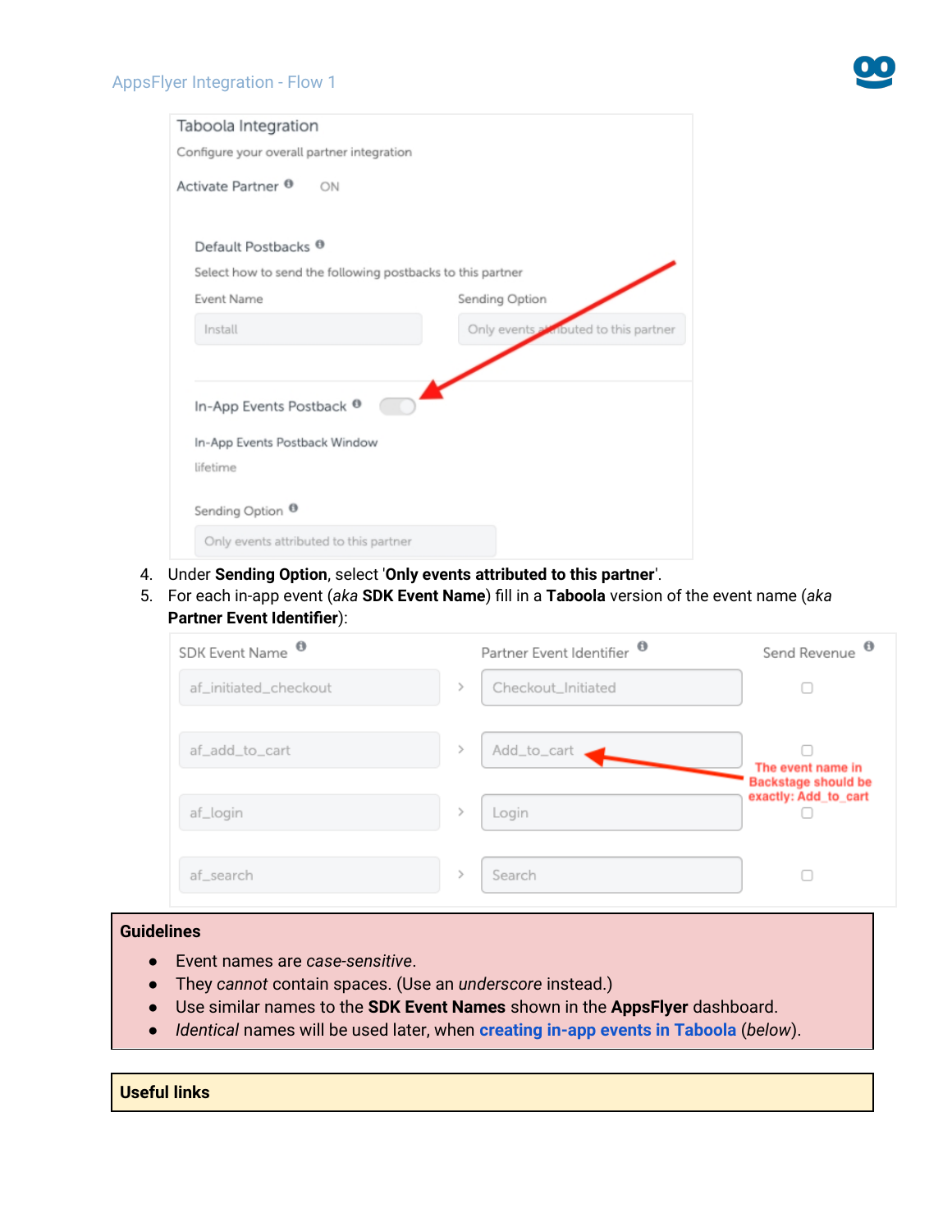Taboola Integration

Configure your overall partner integration

Activate Partner ON

Default Postbacks

Select how to send the following postbacks to this partner

| Event Name | Sending Option |
| --- | --- |
| Install | Only events attributed to this partner |

In-App Events Postback

In-App Events Postback Window

lifetime

Sending Option

Only events attributed to this partner

4. Under **Sending Option**, select '**Only events attributed to this partner**'.
5. For each in-app event (*aka* **SDK Event Name**) fill in a **Taboola** version of the event name (*aka* **Partner Event Identifier**):

| SDK Event Name | | Partner Event Identifier | Send Revenue |
| --- | --- | --- | --- |
| af_initiated_checkout | > | Checkout_Initiated | ☐ |
| af_add_to_cart | > | Add_to_cart | ☐ |
| af_login | > | Login | ☐ |
| af_search | > | Search | ☐ |

The event name in Backstage should be exactly: Add_to_cart

**Guidelines**

- Event names are *case-sensitive*.
- They *cannot* contain spaces. (Use an *underscore* instead.)
- Use similar names to the **SDK Event Names** shown in the **AppsFlyer** dashboard.
- *Identical* names will be used later, when **creating in-app events in Taboola** (*below*).

**Useful links**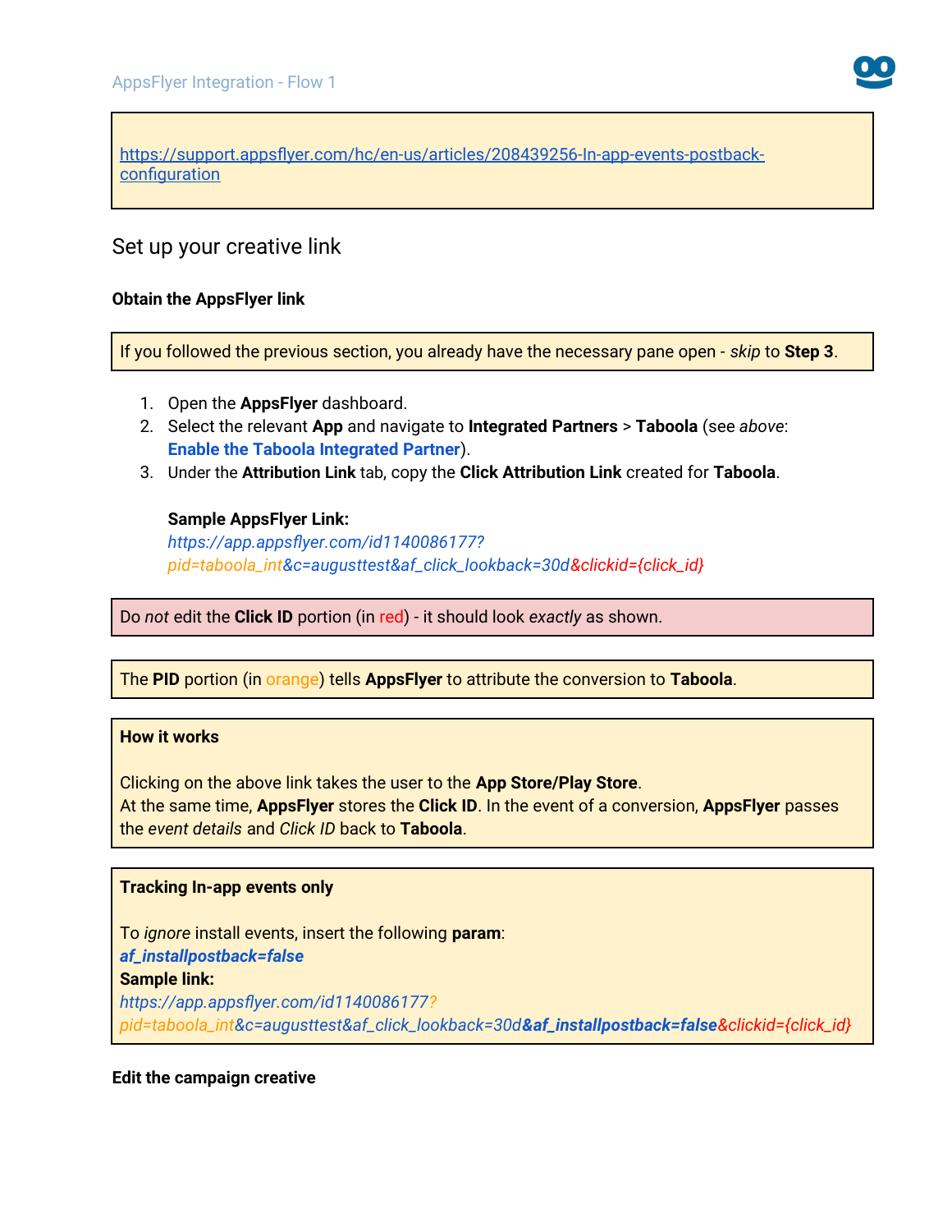https://support.appsflyer.com/hc/en-us/articles/208439256-In-app-events-postback-configuration

## Set up your creative link

### Obtain the AppsFlyer link

> If you followed the previous section, you already have the necessary pane open - *skip* to **Step 3**.

1. Open the **AppsFlyer** dashboard.
2. Select the relevant **App** and navigate to **Integrated Partners** > **Taboola** (see *above*: **Enable the Taboola Integrated Partner**).
3. Under the **Attribution Link** tab, copy the **Click Attribution Link** created for **Taboola**.

   **Sample AppsFlyer Link:**
   *https://app.appsflyer.com/id1140086177?pid=taboola_int&c=augusttest&af_click_lookback=30d&clickid={click_id}*

> Do *not* edit the **Click ID** portion (in red) - it should look *exactly* as shown.

> The **PID** portion (in orange) tells **AppsFlyer** to attribute the conversion to **Taboola**.

> **How it works**
>
> Clicking on the above link takes the user to the **App Store/Play Store**.
> At the same time, **AppsFlyer** stores the **Click ID**. In the event of a conversion, **AppsFlyer** passes the *event details* and *Click ID* back to **Taboola**.

> **Tracking In-app events only**
>
> To *ignore* install events, insert the following **param**:
> ***af_installpostback=false***
> **Sample link:**
> *https://app.appsflyer.com/id1140086177?pid=taboola_int&c=augusttest&af_click_lookback=30d**&af_installpostback=false**&clickid={click_id}*

### Edit the campaign creative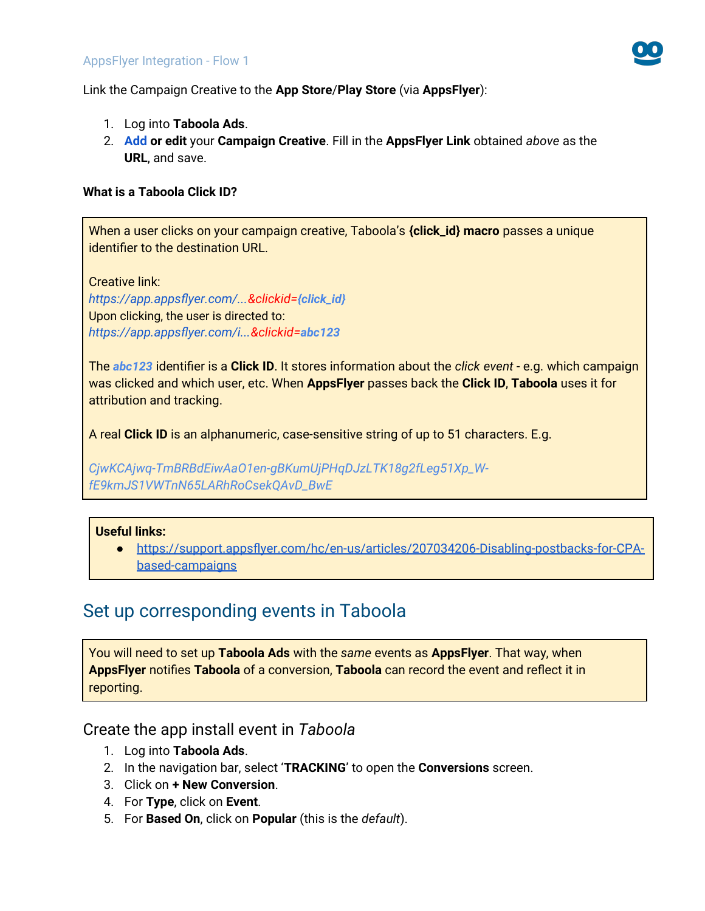Link the Campaign Creative to the **App Store**/**Play Store** (via **AppsFlyer**):

1. Log into **Taboola Ads**.
2. **Add or edit** your **Campaign Creative**. Fill in the **AppsFlyer Link** obtained *above* as the **URL**, and save.

**What is a Taboola Click ID?**

When a user clicks on your campaign creative, Taboola's **{click_id} macro** passes a unique identifier to the destination URL.

Creative link:
*https://app.appsflyer.com/...&clickid={click_id}*
Upon clicking, the user is directed to:
*https://app.appsflyer.com/i...&clickid=abc123*

The ***abc123*** identifier is a **Click ID**. It stores information about the *click event* - e.g. which campaign was clicked and which user, etc. When **AppsFlyer** passes back the **Click ID**, **Taboola** uses it for attribution and tracking.

A real **Click ID** is an alphanumeric, case-sensitive string of up to 51 characters. E.g.

*CjwKCAjwq-TmBRBdEiwAaO1en-gBKumUjPHqDJzLTK18g2fLeg51Xp_W-fE9kmJS1VWTnN65LARhRoCsekQAvD_BwE*

**Useful links:**

- https://support.appsflyer.com/hc/en-us/articles/207034206-Disabling-postbacks-for-CPA-based-campaigns

## Set up corresponding events in Taboola

You will need to set up **Taboola Ads** with the *same* events as **AppsFlyer**. That way, when **AppsFlyer** notifies **Taboola** of a conversion, **Taboola** can record the event and reflect it in reporting.

### Create the app install event in *Taboola*

1. Log into **Taboola Ads**.
2. In the navigation bar, select '**TRACKING**' to open the **Conversions** screen.
3. Click on **+ New Conversion**.
4. For **Type**, click on **Event**.
5. For **Based On**, click on **Popular** (this is the *default*).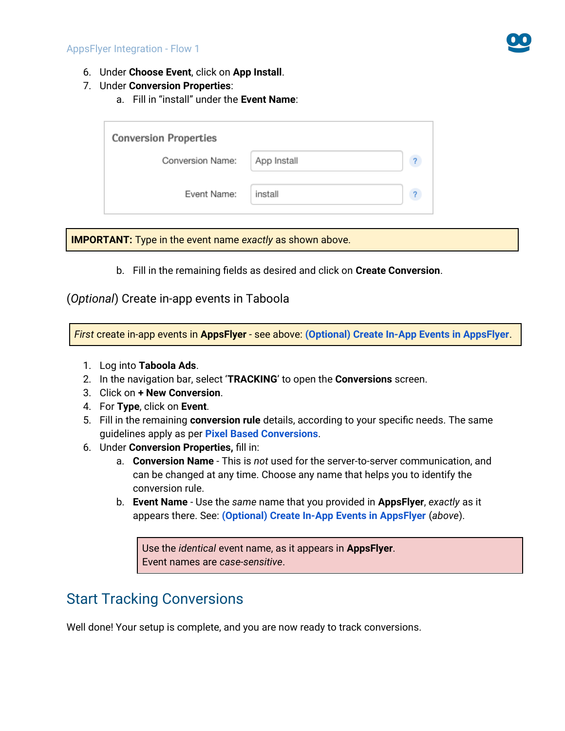6. Under **Choose Event**, click on **App Install**.
7. Under **Conversion Properties**:
   a. Fill in "install" under the **Event Name**:

| Conversion Properties | |
|---|---|
| Conversion Name: | App Install |
| Event Name: | install |

**IMPORTANT:** Type in the event name *exactly* as shown above.

   b. Fill in the remaining fields as desired and click on **Create Conversion**.

### (*Optional*) Create in-app events in Taboola

*First* create in-app events in **AppsFlyer** - see above: **(Optional) Create In-App Events in AppsFlyer**.

1. Log into **Taboola Ads**.
2. In the navigation bar, select '**TRACKING**' to open the **Conversions** screen.
3. Click on **+ New Conversion**.
4. For **Type**, click on **Event**.
5. Fill in the remaining **conversion rule** details, according to your specific needs. The same guidelines apply as per **Pixel Based Conversions**.
6. Under **Conversion Properties,** fill in:
   a. **Conversion Name** - This is *not* used for the server-to-server communication, and can be changed at any time. Choose any name that helps you to identify the conversion rule.
   b. **Event Name** - Use the *same* name that you provided in **AppsFlyer**, *exactly* as it appears there. See: **(Optional) Create In-App Events in AppsFlyer** (*above*).

   Use the *identical* event name, as it appears in **AppsFlyer**.
   Event names are *case-sensitive*.

## Start Tracking Conversions

Well done! Your setup is complete, and you are now ready to track conversions.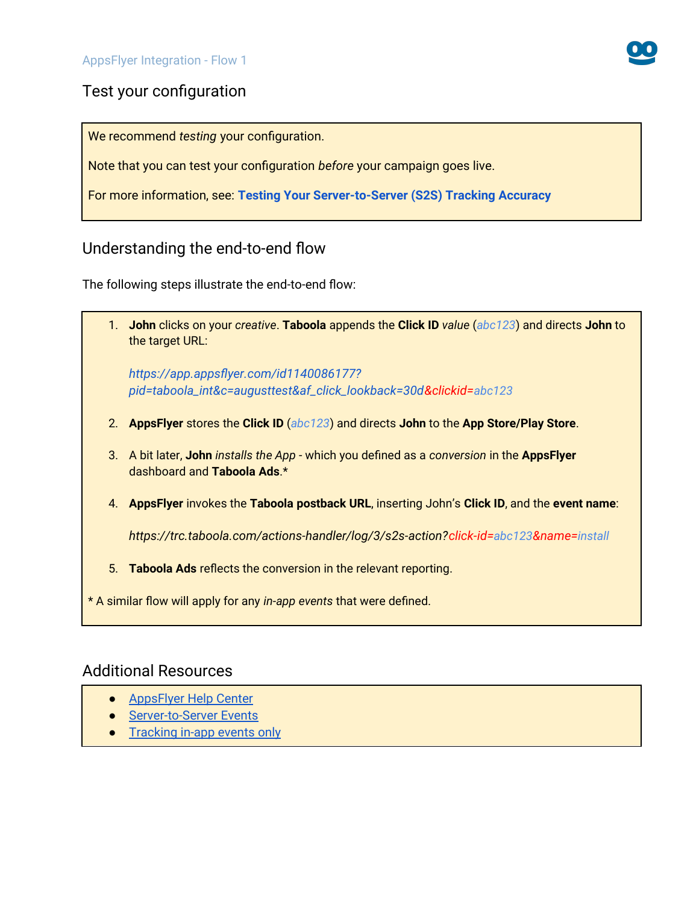## Test your configuration

We recommend *testing* your configuration.

Note that you can test your configuration *before* your campaign goes live.

For more information, see: **Testing Your Server-to-Server (S2S) Tracking Accuracy**

## Understanding the end-to-end flow

The following steps illustrate the end-to-end flow:

1. **John** clicks on your *creative*. **Taboola** appends the **Click ID** *value* (*abc123*) and directs **John** to the target URL:

   *https://app.appsflyer.com/id1140086177?pid=taboola_int&c=augusttest&af_click_lookback=30d&clickid=abc123*

2. **AppsFlyer** stores the **Click ID** (*abc123*) and directs **John** to the **App Store/Play Store**.

3. A bit later, **John** *installs the App* - which you defined as a *conversion* in the **AppsFlyer** dashboard and **Taboola Ads**.*

4. **AppsFlyer** invokes the **Taboola postback URL**, inserting John's **Click ID**, and the **event name**:

   *https://trc.taboola.com/actions-handler/log/3/s2s-action?click-id=abc123&name=install*

5. **Taboola Ads** reflects the conversion in the relevant reporting.

* A similar flow will apply for any *in-app events* that were defined.

## Additional Resources

- AppsFlyer Help Center
- Server-to-Server Events
- Tracking in-app events only